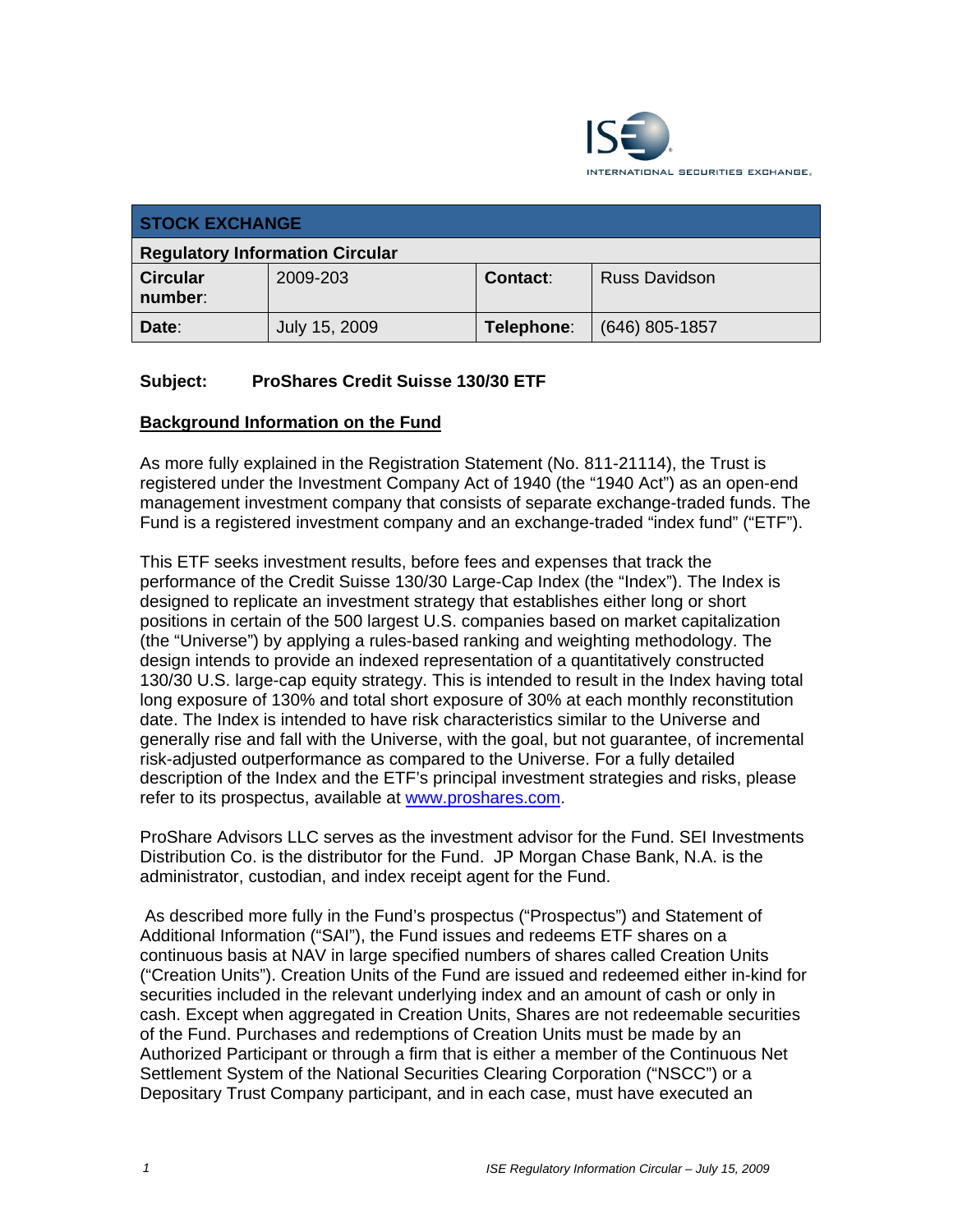| STOCK EXCHANGE | | | |
|---|---|---|---|
| **Regulatory Information Circular** | | | |
| **Circular number**: | 2009-203 | **Contact**: | Russ Davidson |
| **Date**: | July 15, 2009 | **Telephone**: | (646) 805-1857 |

**Subject: ProShares Credit Suisse 130/30 ETF**

## Background Information on the Fund

As more fully explained in the Registration Statement (No. 811-21114), the Trust is registered under the Investment Company Act of 1940 (the "1940 Act") as an open-end management investment company that consists of separate exchange-traded funds. The Fund is a registered investment company and an exchange-traded "index fund" ("ETF").

This ETF seeks investment results, before fees and expenses that track the performance of the Credit Suisse 130/30 Large-Cap Index (the "Index"). The Index is designed to replicate an investment strategy that establishes either long or short positions in certain of the 500 largest U.S. companies based on market capitalization (the "Universe") by applying a rules-based ranking and weighting methodology. The design intends to provide an indexed representation of a quantitatively constructed 130/30 U.S. large-cap equity strategy. This is intended to result in the Index having total long exposure of 130% and total short exposure of 30% at each monthly reconstitution date. The Index is intended to have risk characteristics similar to the Universe and generally rise and fall with the Universe, with the goal, but not guarantee, of incremental risk-adjusted outperformance as compared to the Universe. For a fully detailed description of the Index and the ETF's principal investment strategies and risks, please refer to its prospectus, available at www.proshares.com.

ProShare Advisors LLC serves as the investment advisor for the Fund. SEI Investments Distribution Co. is the distributor for the Fund. JP Morgan Chase Bank, N.A. is the administrator, custodian, and index receipt agent for the Fund.

As described more fully in the Fund's prospectus ("Prospectus") and Statement of Additional Information ("SAI"), the Fund issues and redeems ETF shares on a continuous basis at NAV in large specified numbers of shares called Creation Units ("Creation Units"). Creation Units of the Fund are issued and redeemed either in-kind for securities included in the relevant underlying index and an amount of cash or only in cash. Except when aggregated in Creation Units, Shares are not redeemable securities of the Fund. Purchases and redemptions of Creation Units must be made by an Authorized Participant or through a firm that is either a member of the Continuous Net Settlement System of the National Securities Clearing Corporation ("NSCC") or a Depositary Trust Company participant, and in each case, must have executed an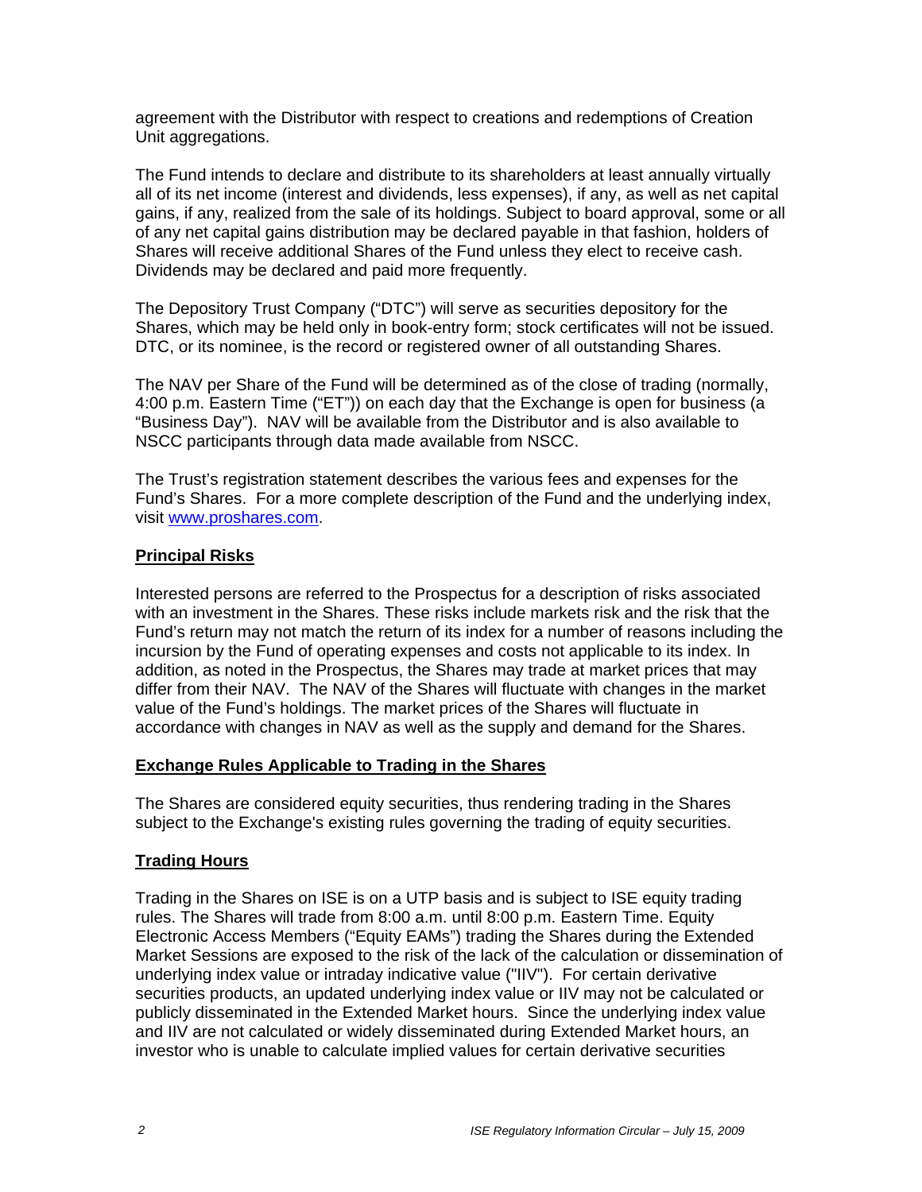agreement with the Distributor with respect to creations and redemptions of Creation Unit aggregations.

The Fund intends to declare and distribute to its shareholders at least annually virtually all of its net income (interest and dividends, less expenses), if any, as well as net capital gains, if any, realized from the sale of its holdings. Subject to board approval, some or all of any net capital gains distribution may be declared payable in that fashion, holders of Shares will receive additional Shares of the Fund unless they elect to receive cash. Dividends may be declared and paid more frequently.

The Depository Trust Company ("DTC") will serve as securities depository for the Shares, which may be held only in book-entry form; stock certificates will not be issued. DTC, or its nominee, is the record or registered owner of all outstanding Shares.

The NAV per Share of the Fund will be determined as of the close of trading (normally, 4:00 p.m. Eastern Time ("ET")) on each day that the Exchange is open for business (a "Business Day"). NAV will be available from the Distributor and is also available to NSCC participants through data made available from NSCC.

The Trust's registration statement describes the various fees and expenses for the Fund's Shares. For a more complete description of the Fund and the underlying index, visit www.proshares.com.

**Principal Risks**

Interested persons are referred to the Prospectus for a description of risks associated with an investment in the Shares. These risks include markets risk and the risk that the Fund's return may not match the return of its index for a number of reasons including the incursion by the Fund of operating expenses and costs not applicable to its index. In addition, as noted in the Prospectus, the Shares may trade at market prices that may differ from their NAV. The NAV of the Shares will fluctuate with changes in the market value of the Fund's holdings. The market prices of the Shares will fluctuate in accordance with changes in NAV as well as the supply and demand for the Shares.

**Exchange Rules Applicable to Trading in the Shares**

The Shares are considered equity securities, thus rendering trading in the Shares subject to the Exchange's existing rules governing the trading of equity securities.

**Trading Hours**

Trading in the Shares on ISE is on a UTP basis and is subject to ISE equity trading rules. The Shares will trade from 8:00 a.m. until 8:00 p.m. Eastern Time. Equity Electronic Access Members ("Equity EAMs") trading the Shares during the Extended Market Sessions are exposed to the risk of the lack of the calculation or dissemination of underlying index value or intraday indicative value ("IIV"). For certain derivative securities products, an updated underlying index value or IIV may not be calculated or publicly disseminated in the Extended Market hours. Since the underlying index value and IIV are not calculated or widely disseminated during Extended Market hours, an investor who is unable to calculate implied values for certain derivative securities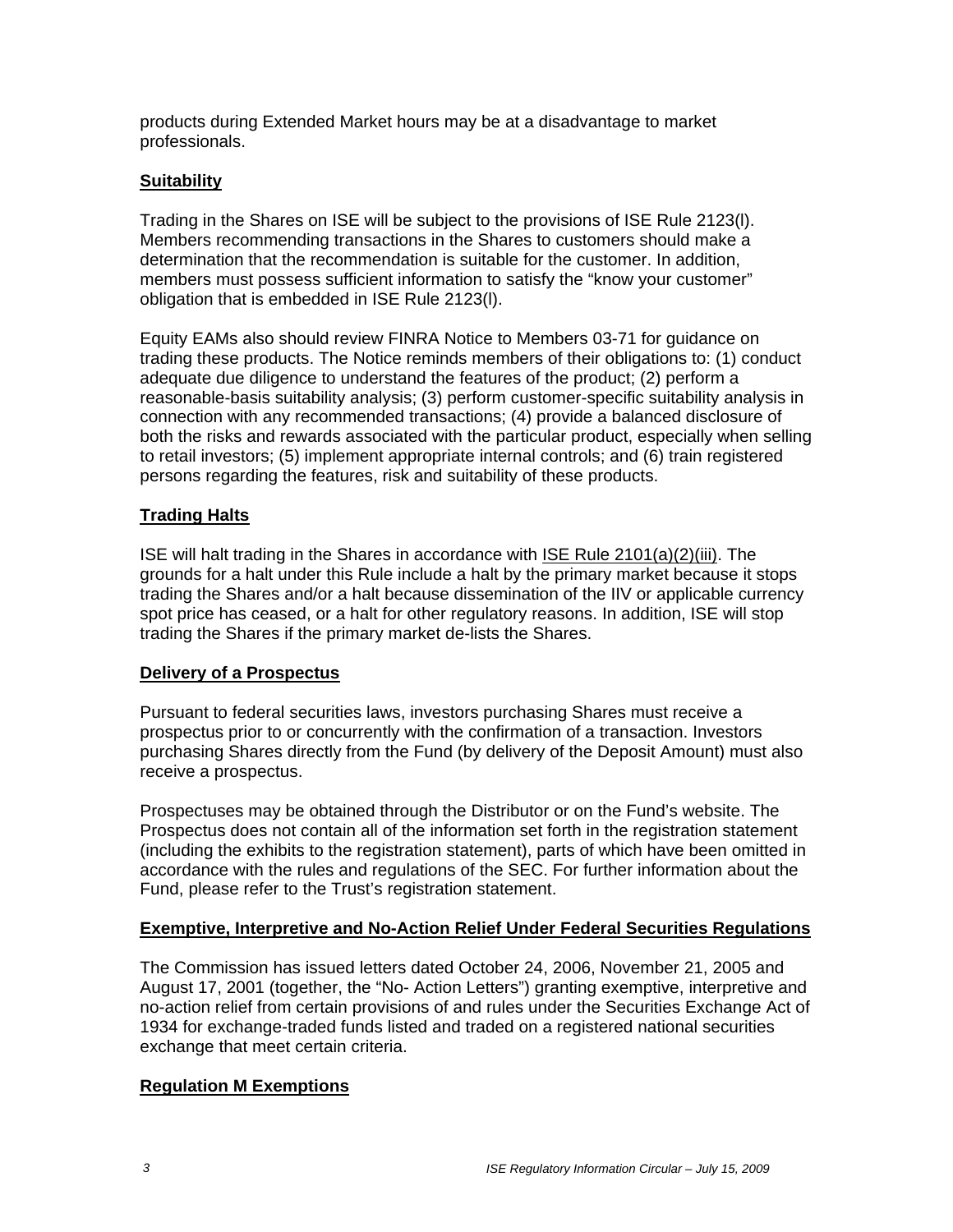products during Extended Market hours may be at a disadvantage to market professionals.

## Suitability

Trading in the Shares on ISE will be subject to the provisions of ISE Rule 2123(l). Members recommending transactions in the Shares to customers should make a determination that the recommendation is suitable for the customer. In addition, members must possess sufficient information to satisfy the "know your customer" obligation that is embedded in ISE Rule 2123(l).

Equity EAMs also should review FINRA Notice to Members 03-71 for guidance on trading these products. The Notice reminds members of their obligations to: (1) conduct adequate due diligence to understand the features of the product; (2) perform a reasonable-basis suitability analysis; (3) perform customer-specific suitability analysis in connection with any recommended transactions; (4) provide a balanced disclosure of both the risks and rewards associated with the particular product, especially when selling to retail investors; (5) implement appropriate internal controls; and (6) train registered persons regarding the features, risk and suitability of these products.

## Trading Halts

ISE will halt trading in the Shares in accordance with ISE Rule 2101(a)(2)(iii). The grounds for a halt under this Rule include a halt by the primary market because it stops trading the Shares and/or a halt because dissemination of the IIV or applicable currency spot price has ceased, or a halt for other regulatory reasons. In addition, ISE will stop trading the Shares if the primary market de-lists the Shares.

## Delivery of a Prospectus

Pursuant to federal securities laws, investors purchasing Shares must receive a prospectus prior to or concurrently with the confirmation of a transaction. Investors purchasing Shares directly from the Fund (by delivery of the Deposit Amount) must also receive a prospectus.

Prospectuses may be obtained through the Distributor or on the Fund's website. The Prospectus does not contain all of the information set forth in the registration statement (including the exhibits to the registration statement), parts of which have been omitted in accordance with the rules and regulations of the SEC. For further information about the Fund, please refer to the Trust's registration statement.

## Exemptive, Interpretive and No-Action Relief Under Federal Securities Regulations

The Commission has issued letters dated October 24, 2006, November 21, 2005 and August 17, 2001 (together, the "No- Action Letters") granting exemptive, interpretive and no-action relief from certain provisions of and rules under the Securities Exchange Act of 1934 for exchange-traded funds listed and traded on a registered national securities exchange that meet certain criteria.

## Regulation M Exemptions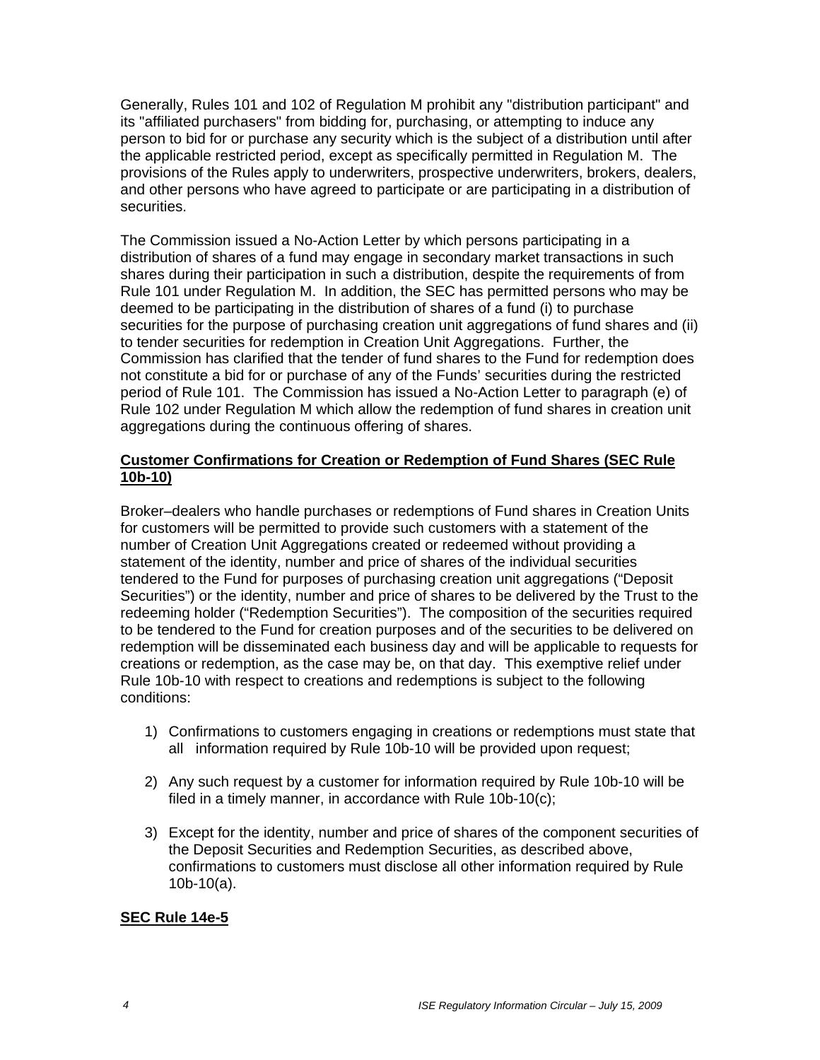Generally, Rules 101 and 102 of Regulation M prohibit any "distribution participant" and its "affiliated purchasers" from bidding for, purchasing, or attempting to induce any person to bid for or purchase any security which is the subject of a distribution until after the applicable restricted period, except as specifically permitted in Regulation M. The provisions of the Rules apply to underwriters, prospective underwriters, brokers, dealers, and other persons who have agreed to participate or are participating in a distribution of securities.

The Commission issued a No-Action Letter by which persons participating in a distribution of shares of a fund may engage in secondary market transactions in such shares during their participation in such a distribution, despite the requirements of from Rule 101 under Regulation M. In addition, the SEC has permitted persons who may be deemed to be participating in the distribution of shares of a fund (i) to purchase securities for the purpose of purchasing creation unit aggregations of fund shares and (ii) to tender securities for redemption in Creation Unit Aggregations. Further, the Commission has clarified that the tender of fund shares to the Fund for redemption does not constitute a bid for or purchase of any of the Funds' securities during the restricted period of Rule 101. The Commission has issued a No-Action Letter to paragraph (e) of Rule 102 under Regulation M which allow the redemption of fund shares in creation unit aggregations during the continuous offering of shares.

**Customer Confirmations for Creation or Redemption of Fund Shares (SEC Rule 10b-10)**

Broker–dealers who handle purchases or redemptions of Fund shares in Creation Units for customers will be permitted to provide such customers with a statement of the number of Creation Unit Aggregations created or redeemed without providing a statement of the identity, number and price of shares of the individual securities tendered to the Fund for purposes of purchasing creation unit aggregations ("Deposit Securities") or the identity, number and price of shares to be delivered by the Trust to the redeeming holder ("Redemption Securities"). The composition of the securities required to be tendered to the Fund for creation purposes and of the securities to be delivered on redemption will be disseminated each business day and will be applicable to requests for creations or redemption, as the case may be, on that day. This exemptive relief under Rule 10b-10 with respect to creations and redemptions is subject to the following conditions:

1) Confirmations to customers engaging in creations or redemptions must state that all information required by Rule 10b-10 will be provided upon request;

2) Any such request by a customer for information required by Rule 10b-10 will be filed in a timely manner, in accordance with Rule 10b-10(c);

3) Except for the identity, number and price of shares of the component securities of the Deposit Securities and Redemption Securities, as described above, confirmations to customers must disclose all other information required by Rule 10b-10(a).

**SEC Rule 14e-5**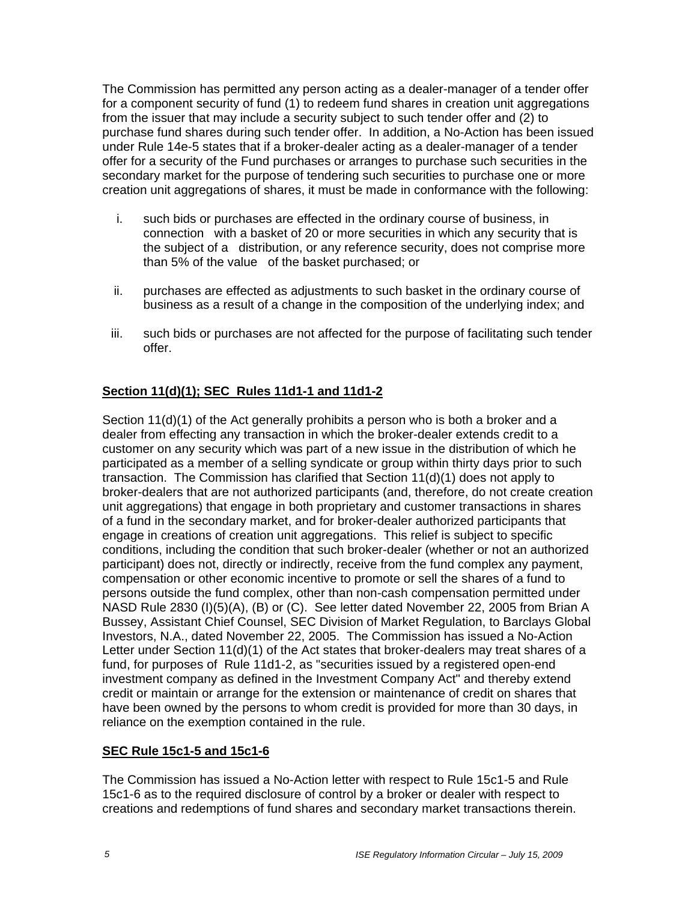The Commission has permitted any person acting as a dealer-manager of a tender offer for a component security of fund (1) to redeem fund shares in creation unit aggregations from the issuer that may include a security subject to such tender offer and (2) to purchase fund shares during such tender offer. In addition, a No-Action has been issued under Rule 14e-5 states that if a broker-dealer acting as a dealer-manager of a tender offer for a security of the Fund purchases or arranges to purchase such securities in the secondary market for the purpose of tendering such securities to purchase one or more creation unit aggregations of shares, it must be made in conformance with the following:

i. such bids or purchases are effected in the ordinary course of business, in connection with a basket of 20 or more securities in which any security that is the subject of a distribution, or any reference security, does not comprise more than 5% of the value of the basket purchased; or

ii. purchases are effected as adjustments to such basket in the ordinary course of business as a result of a change in the composition of the underlying index; and

iii. such bids or purchases are not affected for the purpose of facilitating such tender offer.

**Section 11(d)(1); SEC Rules 11d1-1 and 11d1-2**

Section 11(d)(1) of the Act generally prohibits a person who is both a broker and a dealer from effecting any transaction in which the broker-dealer extends credit to a customer on any security which was part of a new issue in the distribution of which he participated as a member of a selling syndicate or group within thirty days prior to such transaction. The Commission has clarified that Section 11(d)(1) does not apply to broker-dealers that are not authorized participants (and, therefore, do not create creation unit aggregations) that engage in both proprietary and customer transactions in shares of a fund in the secondary market, and for broker-dealer authorized participants that engage in creations of creation unit aggregations. This relief is subject to specific conditions, including the condition that such broker-dealer (whether or not an authorized participant) does not, directly or indirectly, receive from the fund complex any payment, compensation or other economic incentive to promote or sell the shares of a fund to persons outside the fund complex, other than non-cash compensation permitted under NASD Rule 2830 (I)(5)(A), (B) or (C). See letter dated November 22, 2005 from Brian A Bussey, Assistant Chief Counsel, SEC Division of Market Regulation, to Barclays Global Investors, N.A., dated November 22, 2005. The Commission has issued a No-Action Letter under Section 11(d)(1) of the Act states that broker-dealers may treat shares of a fund, for purposes of Rule 11d1-2, as "securities issued by a registered open-end investment company as defined in the Investment Company Act" and thereby extend credit or maintain or arrange for the extension or maintenance of credit on shares that have been owned by the persons to whom credit is provided for more than 30 days, in reliance on the exemption contained in the rule.

**SEC Rule 15c1-5 and 15c1-6**

The Commission has issued a No-Action letter with respect to Rule 15c1-5 and Rule 15c1-6 as to the required disclosure of control by a broker or dealer with respect to creations and redemptions of fund shares and secondary market transactions therein.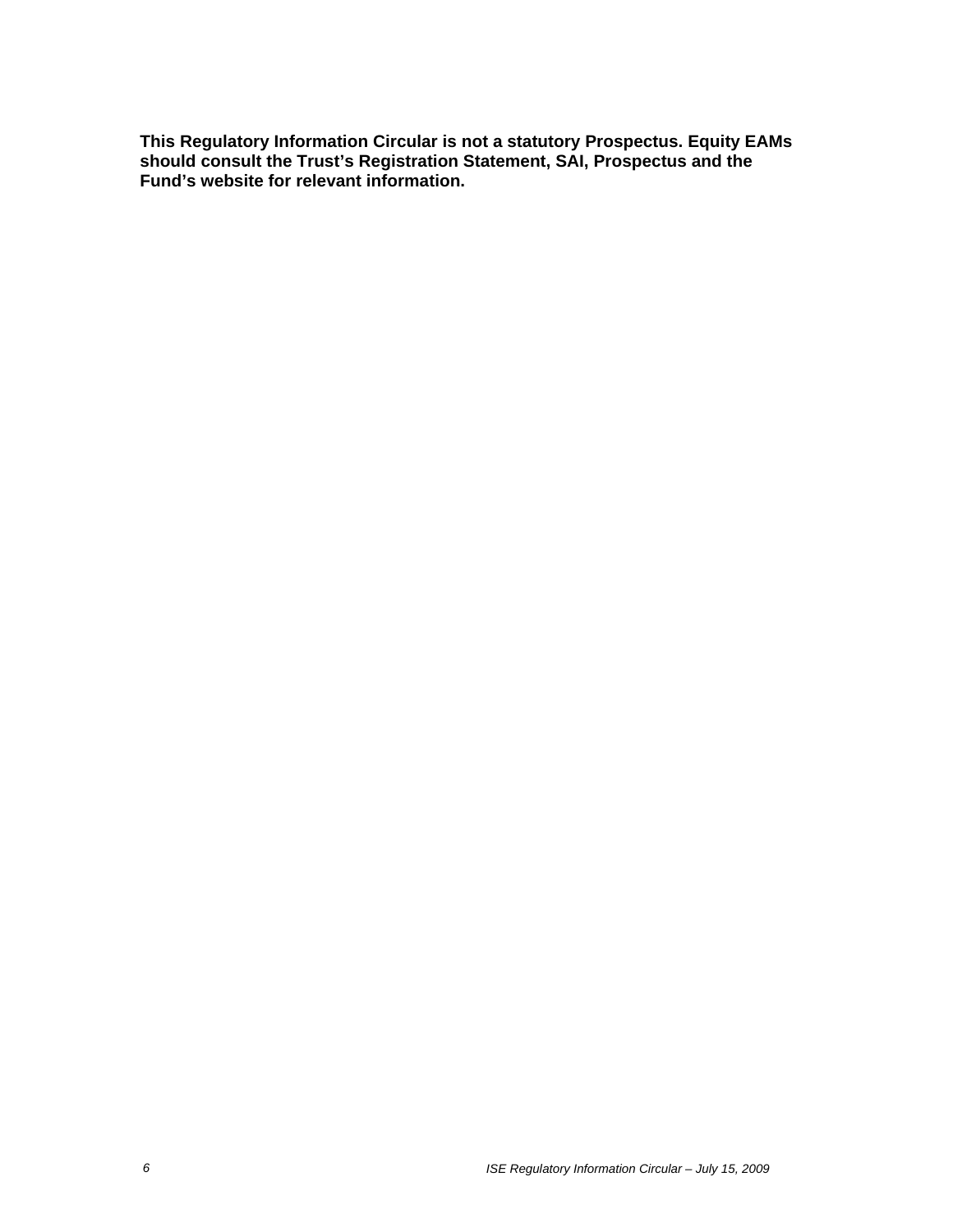**This Regulatory Information Circular is not a statutory Prospectus. Equity EAMs should consult the Trust's Registration Statement, SAI, Prospectus and the Fund's website for relevant information.**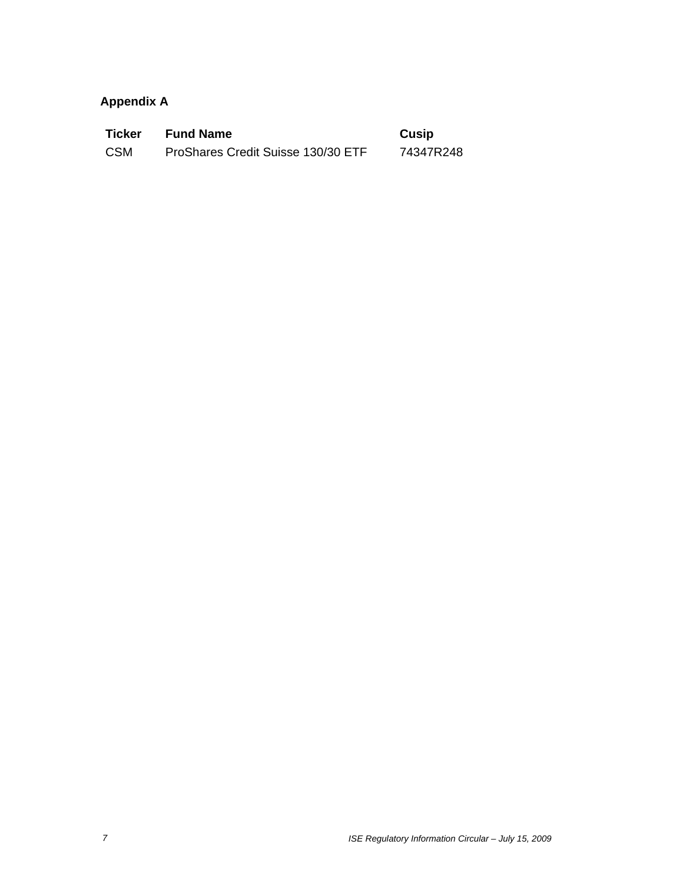## Appendix A

| Ticker | Fund Name | Cusip |
|---|---|---|
| CSM | ProShares Credit Suisse 130/30 ETF | 74347R248 |